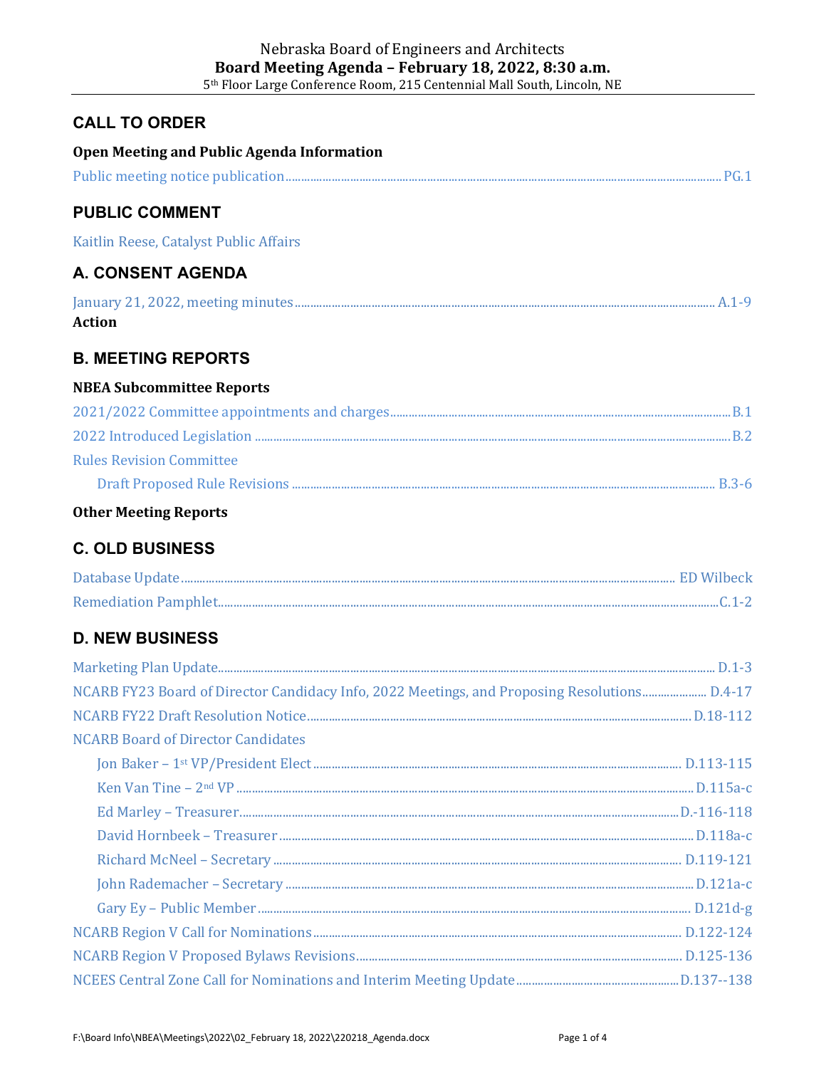Nebraska Board of Engineers and Architects

**Board Meeting Agenda – February 18, 2022, 8:30 a.m.**

5th Floor Large Conference Room, 215 Centennial Mall South, Lincoln, NE

## CALL TO ORDER

**Open Meeting and Public Agenda Information**

Public meeting notice publication ........ PG.1

## PUBLIC COMMENT

Kaitlin Reese, Catalyst Public Affairs

## A. CONSENT AGENDA

January 21, 2022, meeting minutes ........ A.1-9

**Action**

## B. MEETING REPORTS

**NBEA Subcommittee Reports**

2021/2022 Committee appointments and charges ........ B.1

2022 Introduced Legislation ........ B.2

Rules Revision Committee

- Draft Proposed Rule Revisions ........ B.3-6

**Other Meeting Reports**

## C. OLD BUSINESS

Database Update ........ ED Wilbeck

Remediation Pamphlet ........ C.1-2

## D. NEW BUSINESS

Marketing Plan Update ........ D.1-3

NCARB FY23 Board of Director Candidacy Info, 2022 Meetings, and Proposing Resolutions ........ D.4-17

NCARB FY22 Draft Resolution Notice ........ D.18-112

NCARB Board of Director Candidates

- Jon Baker – 1st VP/President Elect ........ D.113-115
- Ken Van Tine – 2nd VP ........ D.115a-c
- Ed Marley – Treasurer ........ D.-116-118
- David Hornbeek – Treasurer ........ D.118a-c
- Richard McNeel – Secretary ........ D.119-121
- John Rademacher – Secretary ........ D.121a-c
- Gary Ey – Public Member ........ D.121d-g

NCARB Region V Call for Nominations ........ D.122-124

NCARB Region V Proposed Bylaws Revisions ........ D.125-136

NCEES Central Zone Call for Nominations and Interim Meeting Update ........ D.137--138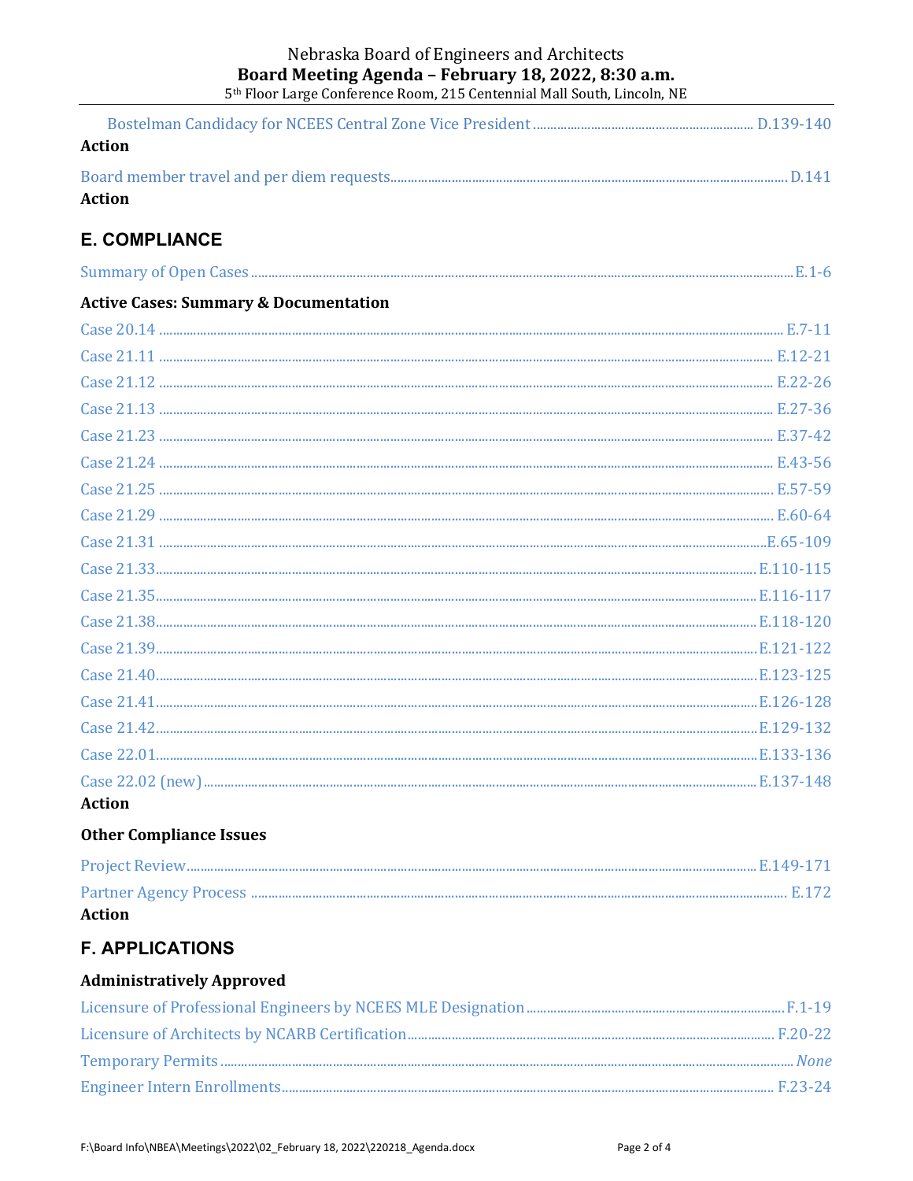Bostelman Candidacy for NCEES Central Zone Vice President ............ D.139-140

**Action**

Board member travel and per diem requests ............ D.141

**Action**

## E. COMPLIANCE

Summary of Open Cases ............ E.1-6

### Active Cases: Summary & Documentation

Case 20.14 ............ E.7-11

Case 21.11 ............ E.12-21

Case 21.12 ............ E.22-26

Case 21.13 ............ E.27-36

Case 21.23 ............ E.37-42

Case 21.24 ............ E.43-56

Case 21.25 ............ E.57-59

Case 21.29 ............ E.60-64

Case 21.31 ............ E.65-109

Case 21.33 ............ E.110-115

Case 21.35 ............ E.116-117

Case 21.38 ............ E.118-120

Case 21.39 ............ E.121-122

Case 21.40 ............ E.123-125

Case 21.41 ............ E.126-128

Case 21.42 ............ E.129-132

Case 22.01 ............ E.133-136

Case 22.02 (new) ............ E.137-148

**Action**

### Other Compliance Issues

Project Review ............ E.149-171

Partner Agency Process ............ E.172

**Action**

## F. APPLICATIONS

### Administratively Approved

Licensure of Professional Engineers by NCEES MLE Designation ............ F.1-19

Licensure of Architects by NCARB Certification ............ F.20-22

Temporary Permits ............ *None*

Engineer Intern Enrollments ............ F.23-24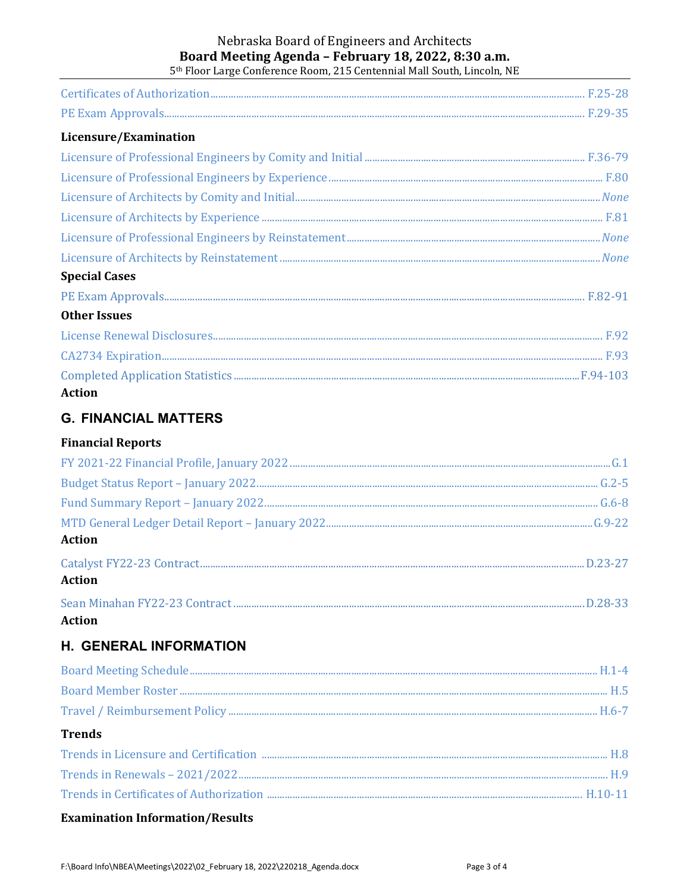Certificates of Authorization ........ F.25-28

PE Exam Approvals ........ F.29-35

**Licensure/Examination**

Licensure of Professional Engineers by Comity and Initial ........ F.36-79

Licensure of Professional Engineers by Experience ........ F.80

Licensure of Architects by Comity and Initial ........ *None*

Licensure of Architects by Experience ........ F.81

Licensure of Professional Engineers by Reinstatement ........ *None*

Licensure of Architects by Reinstatement ........ *None*

**Special Cases**

PE Exam Approvals ........ F.82-91

**Other Issues**

License Renewal Disclosures ........ F.92

CA2734 Expiration ........ F.93

Completed Application Statistics ........ F.94-103

**Action**

## G. FINANCIAL MATTERS

**Financial Reports**

FY 2021-22 Financial Profile, January 2022 ........ G.1

Budget Status Report – January 2022 ........ G.2-5

Fund Summary Report – January 2022 ........ G.6-8

MTD General Ledger Detail Report – January 2022 ........ G.9-22

**Action**

Catalyst FY22-23 Contract ........ D.23-27

**Action**

Sean Minahan FY22-23 Contract ........ D.28-33

**Action**

## H. GENERAL INFORMATION

Board Meeting Schedule ........ H.1-4

Board Member Roster ........ H.5

Travel / Reimbursement Policy ........ H.6-7

**Trends**

Trends in Licensure and Certification ........ H.8

Trends in Renewals – 2021/2022 ........ H.9

Trends in Certificates of Authorization ........ H.10-11

**Examination Information/Results**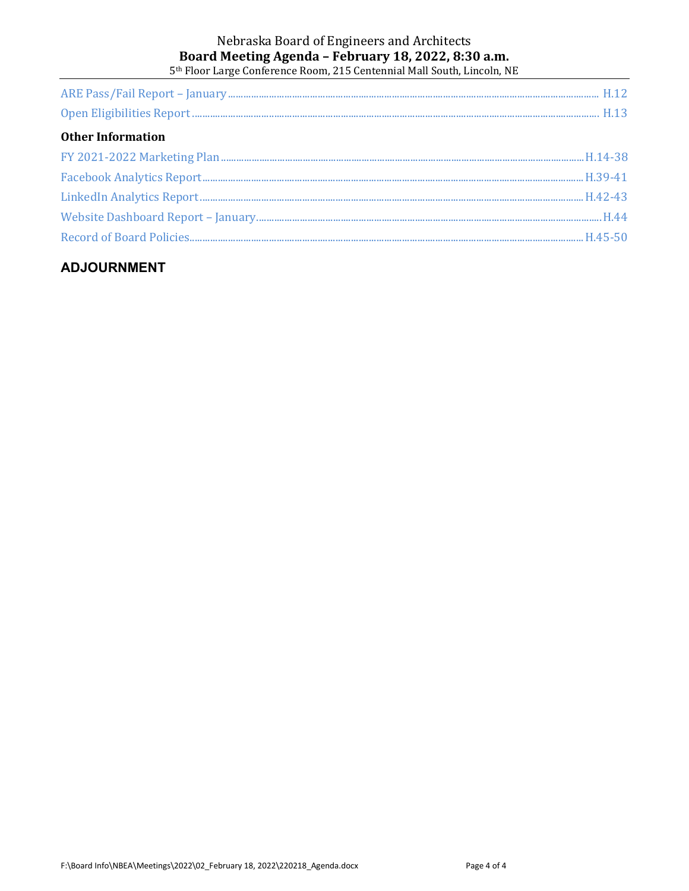ARE Pass/Fail Report – January ........................................................ H.12

Open Eligibilities Report ........................................................ H.13

**Other Information**

FY 2021-2022 Marketing Plan ........................................................ H.14-38

Facebook Analytics Report ........................................................ H.39-41

LinkedIn Analytics Report ........................................................ H.42-43

Website Dashboard Report – January ........................................................ H.44

Record of Board Policies ........................................................ H.45-50

## ADJOURNMENT